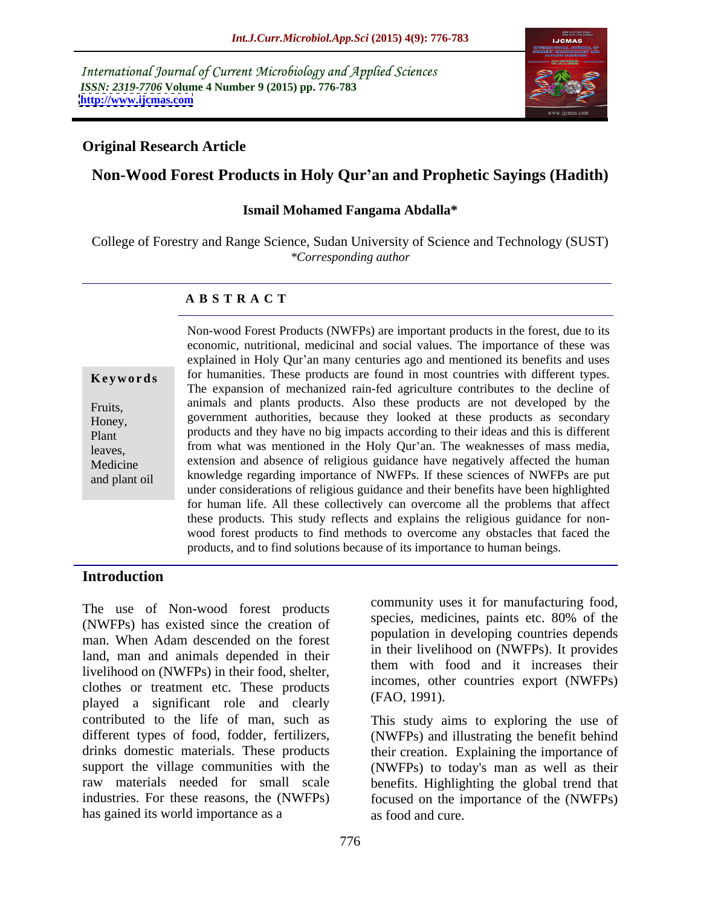International Journal of Current Microbiology and Applied Sciences
*ISSN: 2319-7706* **Volume 4 Number 9 (2015) pp. 776-783**
**http://www.ijcmas.com**

**Original Research Article**

# Non-Wood Forest Products in Holy Qur'an and Prophetic Sayings (Hadith)

**Ismail Mohamed Fangama Abdalla***

College of Forestry and Range Science, Sudan University of Science and Technology (SUST)
*\*Corresponding author*

## ABSTRACT

**Keywords**

Fruits, Honey, Plant leaves, Medicine and plant oil

Non-wood Forest Products (NWFPs) are important products in the forest, due to its economic, nutritional, medicinal and social values. The importance of these was explained in Holy Qur'an many centuries ago and mentioned its benefits and uses for humanities. These products are found in most countries with different types. The expansion of mechanized rain-fed agriculture contributes to the decline of animals and plants products. Also these products are not developed by the government authorities, because they looked at these products as secondary products and they have no big impacts according to their ideas and this is different from what was mentioned in the Holy Qur'an. The weaknesses of mass media, extension and absence of religious guidance have negatively affected the human knowledge regarding importance of NWFPs. If these sciences of NWFPs are put under considerations of religious guidance and their benefits have been highlighted for human life. All these collectively can overcome all the problems that affect these products. This study reflects and explains the religious guidance for non-wood forest products to find methods to overcome any obstacles that faced the products, and to find solutions because of its importance to human beings.

## Introduction

The use of Non-wood forest products (NWFPs) has existed since the creation of man. When Adam descended on the forest land, man and animals depended in their livelihood on (NWFPs) in their food, shelter, clothes or treatment etc. These products played a significant role and clearly contributed to the life of man, such as different types of food, fodder, fertilizers, drinks domestic materials. These products support the village communities with the raw materials needed for small scale industries. For these reasons, the (NWFPs) has gained its world importance as a community uses it for manufacturing food, species, medicines, paints etc. 80% of the population in developing countries depends in their livelihood on (NWFPs). It provides them with food and it increases their incomes, other countries export (NWFPs) (FAO, 1991).

This study aims to exploring the use of (NWFPs) and illustrating the benefit behind their creation. Explaining the importance of (NWFPs) to today's man as well as their benefits. Highlighting the global trend that focused on the importance of the (NWFPs) as food and cure.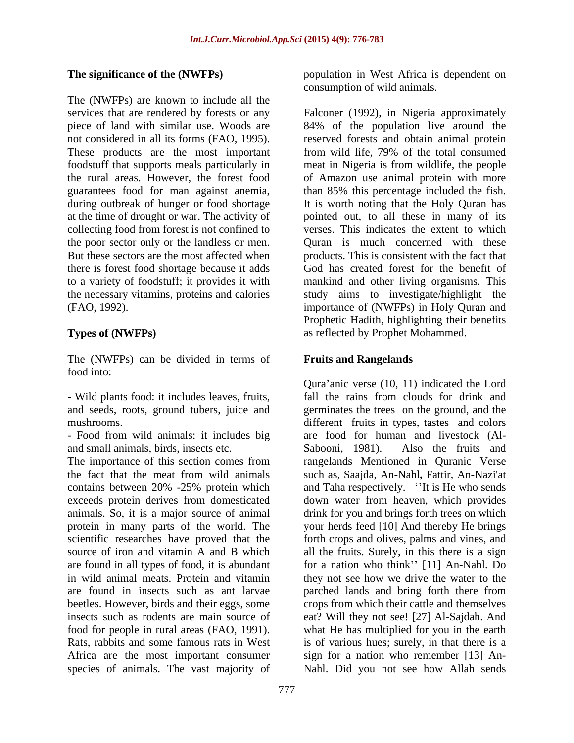## The significance of the (NWFPs)

The (NWFPs) are known to include all the services that are rendered by forests or any piece of land with similar use. Woods are not considered in all its forms (FAO, 1995). These products are the most important foodstuff that supports meals particularly in the rural areas. However, the forest food guarantees food for man against anemia, during outbreak of hunger or food shortage at the time of drought or war. The activity of collecting food from forest is not confined to the poor sector only or the landless or men. But these sectors are the most affected when there is forest food shortage because it adds to a variety of foodstuff; it provides it with the necessary vitamins, proteins and calories (FAO, 1992).

## Types of (NWFPs)

The (NWFPs) can be divided in terms of food into:

- Wild plants food: it includes leaves, fruits, and seeds, roots, ground tubers, juice and mushrooms.
- Food from wild animals: it includes big and small animals, birds, insects etc.

The importance of this section comes from the fact that the meat from wild animals contains between 20% -25% protein which exceeds protein derives from domesticated animals. So, it is a major source of animal protein in many parts of the world. The scientific researches have proved that the source of iron and vitamin A and B which are found in all types of food, it is abundant in wild animal meats. Protein and vitamin are found in insects such as ant larvae beetles. However, birds and their eggs, some insects such as rodents are main source of food for people in rural areas (FAO, 1991). Rats, rabbits and some famous rats in West Africa are the most important consumer species of animals. The vast majority of population in West Africa is dependent on consumption of wild animals.

Falconer (1992), in Nigeria approximately 84% of the population live around the reserved forests and obtain animal protein from wild life, 79% of the total consumed meat in Nigeria is from wildlife, the people of Amazon use animal protein with more than 85% this percentage included the fish. It is worth noting that the Holy Quran has pointed out, to all these in many of its verses. This indicates the extent to which Quran is much concerned with these products. This is consistent with the fact that God has created forest for the benefit of mankind and other living organisms. This study aims to investigate/highlight the importance of (NWFPs) in Holy Quran and Prophetic Hadith, highlighting their benefits as reflected by Prophet Mohammed.

## Fruits and Rangelands

Qura'anic verse (10, 11) indicated the Lord fall the rains from clouds for drink and germinates the trees on the ground, and the different fruits in types, tastes and colors are food for human and livestock (Al-Sabooni, 1981). Also the fruits and rangelands Mentioned in Quranic Verse such as, Saajda, An-Nahl**,** Fattir, An-Nazi'at and Taha respectively. ''It is He who sends down water from heaven, which provides drink for you and brings forth trees on which your herds feed [10] And thereby He brings forth crops and olives, palms and vines, and all the fruits. Surely, in this there is a sign for a nation who think'' [11] An-Nahl. Do they not see how we drive the water to the parched lands and bring forth there from crops from which their cattle and themselves eat? Will they not see! [27] Al-Sajdah. And what He has multiplied for you in the earth is of various hues; surely, in that there is a sign for a nation who remember [13] An-Nahl. Did you not see how Allah sends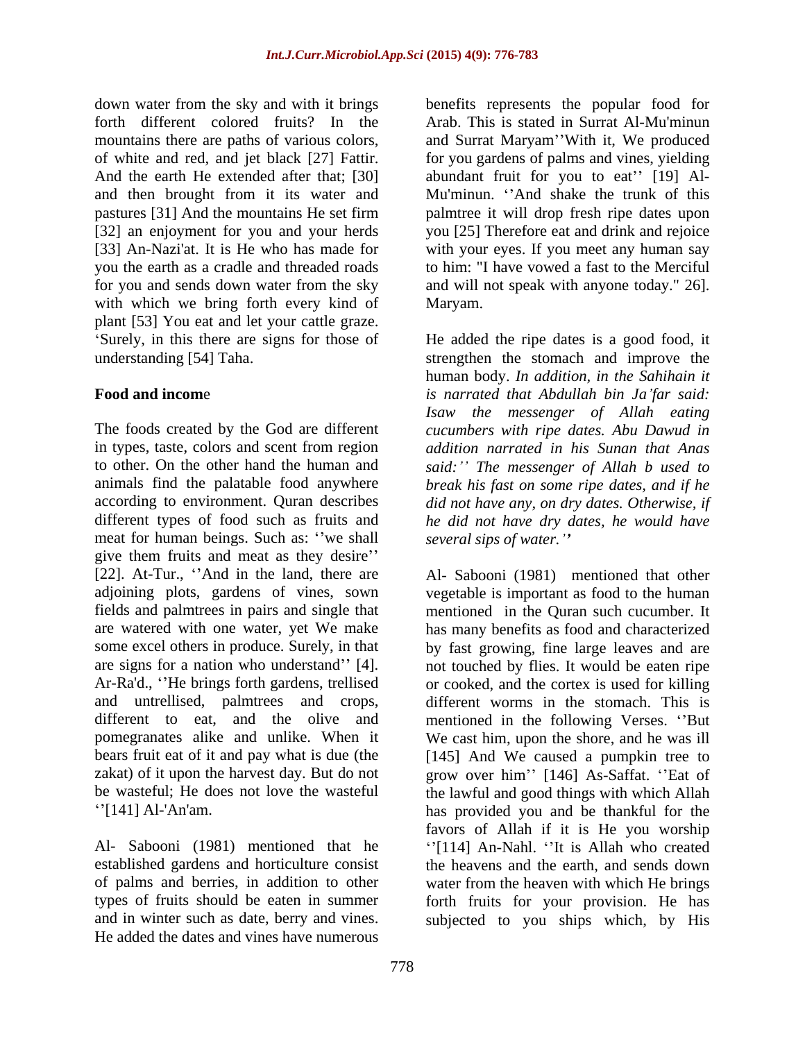down water from the sky and with it brings forth different colored fruits? In the mountains there are paths of various colors, of white and red, and jet black [27] Fattir. And the earth He extended after that; [30] and then brought from it its water and pastures [31] And the mountains He set firm [32] an enjoyment for you and your herds [33] An-Nazi'at. It is He who has made for you the earth as a cradle and threaded roads for you and sends down water from the sky with which we bring forth every kind of plant [53] You eat and let your cattle graze. 'Surely, in this there are signs for those of understanding [54] Taha.

**Food and income**

The foods created by the God are different in types, taste, colors and scent from region to other. On the other hand the human and animals find the palatable food anywhere according to environment. Quran describes different types of food such as fruits and meat for human beings. Such as: ''we shall give them fruits and meat as they desire'' [22]. At-Tur., ''And in the land, there are adjoining plots, gardens of vines, sown fields and palmtrees in pairs and single that are watered with one water, yet We make some excel others in produce. Surely, in that are signs for a nation who understand'' [4]. Ar-Ra'd., ''He brings forth gardens, trellised and untrellised, palmtrees and crops, different to eat, and the olive and pomegranates alike and unlike. When it bears fruit eat of it and pay what is due (the zakat) of it upon the harvest day. But do not be wasteful; He does not love the wasteful ''[141] Al-'An'am.

Al- Sabooni (1981) mentioned that he established gardens and horticulture consist of palms and berries, in addition to other types of fruits should be eaten in summer and in winter such as date, berry and vines. He added the dates and vines have numerous benefits represents the popular food for Arab. This is stated in Surrat Al-Mu'minun and Surrat Maryam''With it, We produced for you gardens of palms and vines, yielding abundant fruit for you to eat'' [19] Al-Mu'minun. ''And shake the trunk of this palmtree it will drop fresh ripe dates upon you [25] Therefore eat and drink and rejoice with your eyes. If you meet any human say to him: "I have vowed a fast to the Merciful and will not speak with anyone today." 26]. Maryam.

He added the ripe dates is a good food, it strengthen the stomach and improve the human body. *In addition, in the Sahihain it is narrated that Abdullah bin Ja'far said: Isaw the messenger of Allah eating cucumbers with ripe dates. Abu Dawud in addition narrated in his Sunan that Anas said:'' The messenger of Allah b used to break his fast on some ripe dates, and if he did not have any, on dry dates. Otherwise, if he did not have dry dates, he would have several sips of water.''*

Al- Sabooni (1981) mentioned that other vegetable is important as food to the human mentioned in the Quran such cucumber. It has many benefits as food and characterized by fast growing, fine large leaves and are not touched by flies. It would be eaten ripe or cooked, and the cortex is used for killing different worms in the stomach. This is mentioned in the following Verses. ''But We cast him, upon the shore, and he was ill [145] And We caused a pumpkin tree to grow over him'' [146] As-Saffat. ''Eat of the lawful and good things with which Allah has provided you and be thankful for the favors of Allah if it is He you worship ''[114] An-Nahl. ''It is Allah who created the heavens and the earth, and sends down water from the heaven with which He brings forth fruits for your provision. He has subjected to you ships which, by His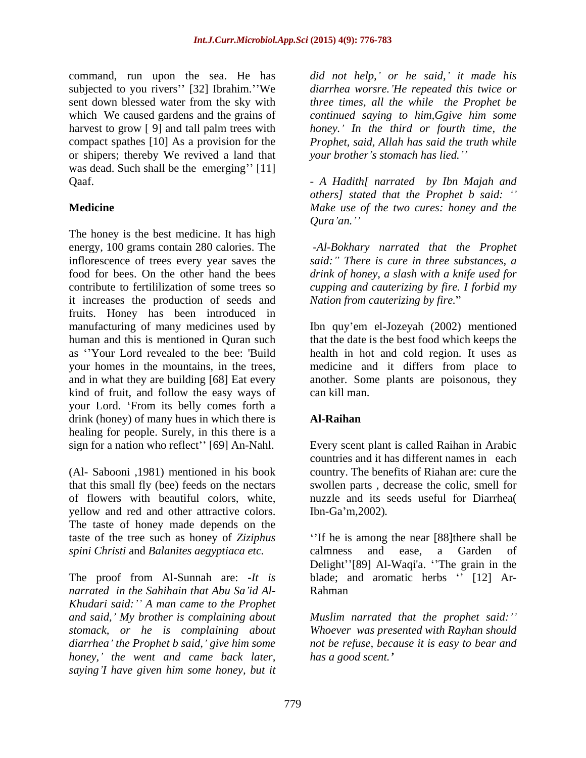command, run upon the sea. He has subjected to you rivers'' [32] Ibrahim.''We sent down blessed water from the sky with which We caused gardens and the grains of harvest to grow [ 9] and tall palm trees with compact spathes [10] As a provision for the or shipers; thereby We revived a land that was dead. Such shall be the emerging'' [11] Qaaf.

## Medicine

The honey is the best medicine. It has high energy, 100 grams contain 280 calories. The inflorescence of trees every year saves the food for bees. On the other hand the bees contribute to fertililization of some trees so it increases the production of seeds and fruits. Honey has been introduced in manufacturing of many medicines used by human and this is mentioned in Quran such as ''Your Lord revealed to the bee: 'Build your homes in the mountains, in the trees, and in what they are building [68] Eat every kind of fruit, and follow the easy ways of your Lord. 'From its belly comes forth a drink (honey) of many hues in which there is healing for people. Surely, in this there is a sign for a nation who reflect'' [69] An-Nahl.

(Al- Sabooni ,1981) mentioned in his book that this small fly (bee) feeds on the nectars of flowers with beautiful colors, white, yellow and red and other attractive colors. The taste of honey made depends on the taste of the tree such as honey of *Ziziphus spini Christi* and *Balanites aegyptiaca etc.*

The proof from Al-Sunnah are: -*It is narrated in the Sahihain that Abu Sa'id Al-Khudari said:'' A man came to the Prophet and said,' My brother is complaining about stomack, or he is complaining about diarrhea' the Prophet b said,' give him some honey,' the went and came back later, saying'I have given him some honey, but it did not help,' or he said,' it made his diarrhea worsre.'He repeated this twice or three times, all the while the Prophet be continued saying to him,Ggive him some honey.' In the third or fourth time, the Prophet, said, Allah has said the truth while your brother's stomach has lied.''*

*- A Hadith[ narrated by Ibn Majah and others] stated that the Prophet b said: '' Make use of the two cures: honey and the Qura'an.''*

*-Al-Bokhary narrated that the Prophet said:" There is cure in three substances, a drink of honey, a slash with a knife used for cupping and cauterizing by fire. I forbid my Nation from cauterizing by fire.*"

Ibn quy'em el-Jozeyah (2002) mentioned that the date is the best food which keeps the health in hot and cold region. It uses as medicine and it differs from place to another. Some plants are poisonous, they can kill man.

## Al-Raihan

Every scent plant is called Raihan in Arabic countries and it has different names in each country. The benefits of Riahan are: cure the swollen parts , decrease the colic, smell for nuzzle and its seeds useful for Diarrhea( Ibn-Ga'm,2002).

''If he is among the near [88]there shall be calmness and ease, a Garden of Delight''[89] Al-Waqi'a. ''The grain in the blade; and aromatic herbs '' [12] Ar-Rahman

*Muslim narrated that the prophet said:'' Whoever was presented with Rayhan should not be refuse, because it is easy to bear and has a good scent.'*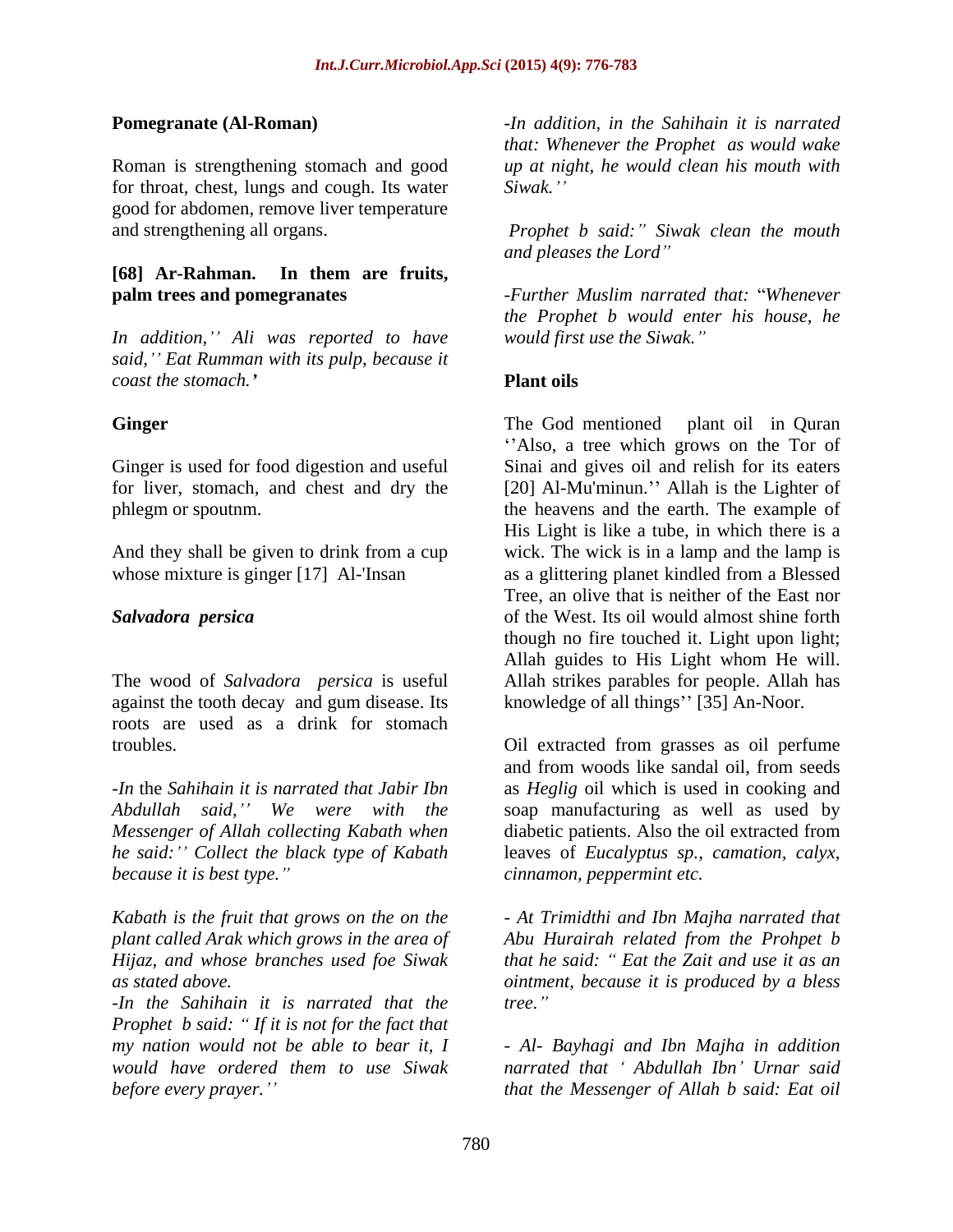**Pomegranate (Al-Roman)**

Roman is strengthening stomach and good for throat, chest, lungs and cough. Its water good for abdomen, remove liver temperature and strengthening all organs.

**[68] Ar-Rahman. In them are fruits, palm trees and pomegranates**

*In addition,'' Ali was reported to have said,'' Eat Rumman with its pulp, because it coast the stomach.'*

**Ginger**

Ginger is used for food digestion and useful for liver, stomach, and chest and dry the phlegm or spoutnm.

And they shall be given to drink from a cup whose mixture is ginger [17] Al-'Insan

***Salvadora persica***

The wood of *Salvadora persica* is useful against the tooth decay and gum disease. Its roots are used as a drink for stomach troubles.

*-In* the *Sahihain it is narrated that Jabir Ibn Abdullah said,'' We were with the Messenger of Allah collecting Kabath when he said:'' Collect the black type of Kabath because it is best type."*

*Kabath is the fruit that grows on the on the plant called Arak which grows in the area of Hijaz, and whose branches used foe Siwak as stated above.*

*-In the Sahihain it is narrated that the Prophet b said: " If it is not for the fact that my nation would not be able to bear it, I would have ordered them to use Siwak before every prayer.''*

*-In addition, in the Sahihain it is narrated that: Whenever the Prophet as would wake up at night, he would clean his mouth with Siwak.''*

*Prophet b said:" Siwak clean the mouth and pleases the Lord"*

*-Further Muslim narrated that:* "*Whenever the Prophet b would enter his house, he would first use the Siwak."*

**Plant oils**

The God mentioned plant oil in Quran ''Also, a tree which grows on the Tor of Sinai and gives oil and relish for its eaters [20] Al-Mu'minun.'' Allah is the Lighter of the heavens and the earth. The example of His Light is like a tube, in which there is a wick. The wick is in a lamp and the lamp is as a glittering planet kindled from a Blessed Tree, an olive that is neither of the East nor of the West. Its oil would almost shine forth though no fire touched it. Light upon light; Allah guides to His Light whom He will. Allah strikes parables for people. Allah has knowledge of all things'' [35] An-Noor.

Oil extracted from grasses as oil perfume and from woods like sandal oil, from seeds as *Heglig* oil which is used in cooking and soap manufacturing as well as used by diabetic patients. Also the oil extracted from leaves of *Eucalyptus sp., camation, calyx, cinnamon, peppermint etc.*

*- At Trimidthi and Ibn Majha narrated that Abu Hurairah related from the Prohpet b that he said: " Eat the Zait and use it as an ointment, because it is produced by a bless tree."*

*- Al- Bayhagi and Ibn Majha in addition narrated that ' Abdullah Ibn' Urnar said that the Messenger of Allah b said: Eat oil*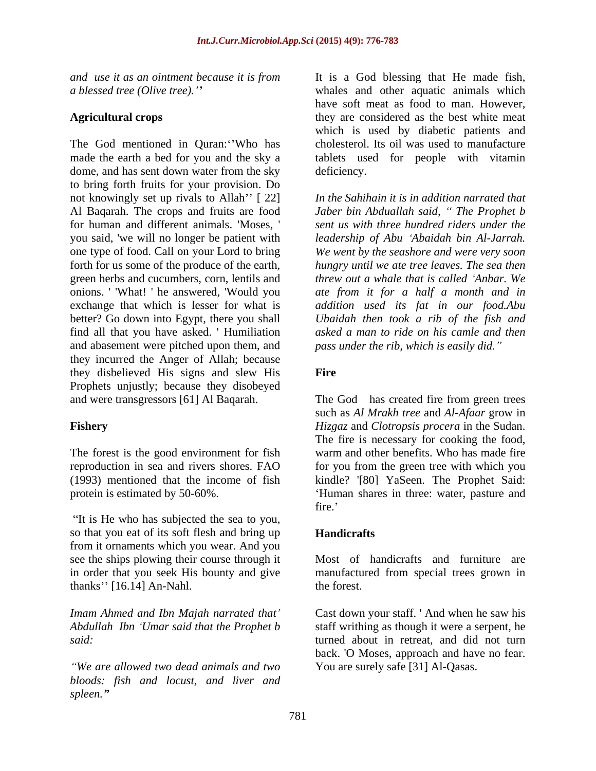*and use it as an ointment because it is from a blessed tree (Olive tree).''*

## Agricultural crops

The God mentioned in Quran:''Who has made the earth a bed for you and the sky a dome, and has sent down water from the sky to bring forth fruits for your provision. Do not knowingly set up rivals to Allah'' [ 22] Al Baqarah. The crops and fruits are food for human and different animals. 'Moses, ' you said, 'we will no longer be patient with one type of food. Call on your Lord to bring forth for us some of the produce of the earth, green herbs and cucumbers, corn, lentils and onions. ' 'What! ' he answered, 'Would you exchange that which is lesser for what is better? Go down into Egypt, there you shall find all that you have asked. ' Humiliation and abasement were pitched upon them, and they incurred the Anger of Allah; because they disbelieved His signs and slew His Prophets unjustly; because they disobeyed and were transgressors [61] Al Baqarah.

## Fishery

The forest is the good environment for fish reproduction in sea and rivers shores. FAO (1993) mentioned that the income of fish protein is estimated by 50-60%.

"It is He who has subjected the sea to you, so that you eat of its soft flesh and bring up from it ornaments which you wear. And you see the ships plowing their course through it in order that you seek His bounty and give thanks'' [16.14] An-Nahl.

*Imam Ahmed and Ibn Majah narrated that' Abdullah Ibn 'Umar said that the Prophet b said:*

*"We are allowed two dead animals and two bloods: fish and locust, and liver and spleen."*

It is a God blessing that He made fish, whales and other aquatic animals which have soft meat as food to man. However, they are considered as the best white meat which is used by diabetic patients and cholesterol. Its oil was used to manufacture tablets used for people with vitamin deficiency.

*In the Sahihain it is in addition narrated that Jaber bin Abduallah said, " The Prophet b sent us with three hundred riders under the leadership of Abu 'Abaidah bin Al-Jarrah. We went by the seashore and were very soon hungry until we ate tree leaves. The sea then threw out a whale that is called 'Anbar. We ate from it for a half a month and in addition used its fat in our food.Abu Ubaidah then took a rib of the fish and asked a man to ride on his camle and then pass under the rib, which is easily did."*

## Fire

The God has created fire from green trees such as *Al Mrakh tree* and *Al-Afaar* grow in *Hizgaz* and *Clotropsis procera* in the Sudan. The fire is necessary for cooking the food, warm and other benefits. Who has made fire for you from the green tree with which you kindle? '[80] YaSeen. The Prophet Said: 'Human shares in three: water, pasture and fire.'

## Handicrafts

Most of handicrafts and furniture are manufactured from special trees grown in the forest.

Cast down your staff. ' And when he saw his staff writhing as though it were a serpent, he turned about in retreat, and did not turn back. 'O Moses, approach and have no fear. You are surely safe [31] Al-Qasas.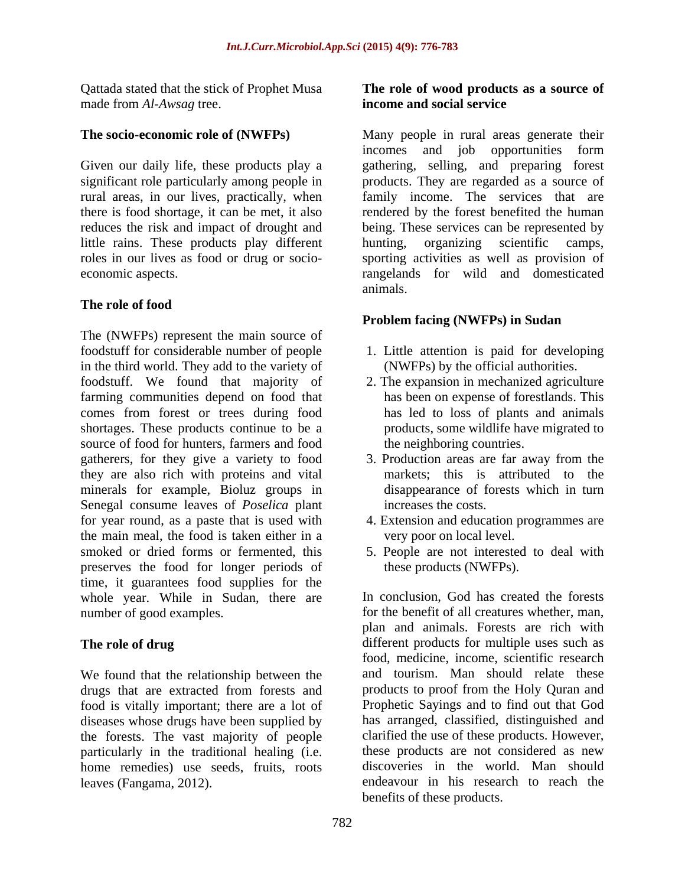Qattada stated that the stick of Prophet Musa made from *Al-Awsag* tree.

**The socio-economic role of (NWFPs)**

Given our daily life, these products play a significant role particularly among people in rural areas, in our lives, practically, when there is food shortage, it can be met, it also reduces the risk and impact of drought and little rains. These products play different roles in our lives as food or drug or socio-economic aspects.

**The role of food**

The (NWFPs) represent the main source of foodstuff for considerable number of people in the third world. They add to the variety of foodstuff. We found that majority of farming communities depend on food that comes from forest or trees during food shortages. These products continue to be a source of food for hunters, farmers and food gatherers, for they give a variety to food they are also rich with proteins and vital minerals for example, Bioluz groups in Senegal consume leaves of *Poselica* plant for year round, as a paste that is used with the main meal, the food is taken either in a smoked or dried forms or fermented, this preserves the food for longer periods of time, it guarantees food supplies for the whole year. While in Sudan, there are number of good examples.

**The role of drug**

We found that the relationship between the drugs that are extracted from forests and food is vitally important; there are a lot of diseases whose drugs have been supplied by the forests. The vast majority of people particularly in the traditional healing (i.e. home remedies) use seeds, fruits, roots leaves (Fangama, 2012).

**The role of wood products as a source of income and social service**

Many people in rural areas generate their incomes and job opportunities form gathering, selling, and preparing forest products. They are regarded as a source of family income. The services that are rendered by the forest benefited the human being. These services can be represented by hunting, organizing scientific camps, sporting activities as well as provision of rangelands for wild and domesticated animals.

**Problem facing (NWFPs) in Sudan**

1. Little attention is paid for developing (NWFPs) by the official authorities.
2. The expansion in mechanized agriculture has been on expense of forestlands. This has led to loss of plants and animals products, some wildlife have migrated to the neighboring countries.
3. Production areas are far away from the markets; this is attributed to the disappearance of forests which in turn increases the costs.
4. Extension and education programmes are very poor on local level.
5. People are not interested to deal with these products (NWFPs).

In conclusion, God has created the forests for the benefit of all creatures whether, man, plan and animals. Forests are rich with different products for multiple uses such as food, medicine, income, scientific research and tourism. Man should relate these products to proof from the Holy Quran and Prophetic Sayings and to find out that God has arranged, classified, distinguished and clarified the use of these products. However, these products are not considered as new discoveries in the world. Man should endeavour in his research to reach the benefits of these products.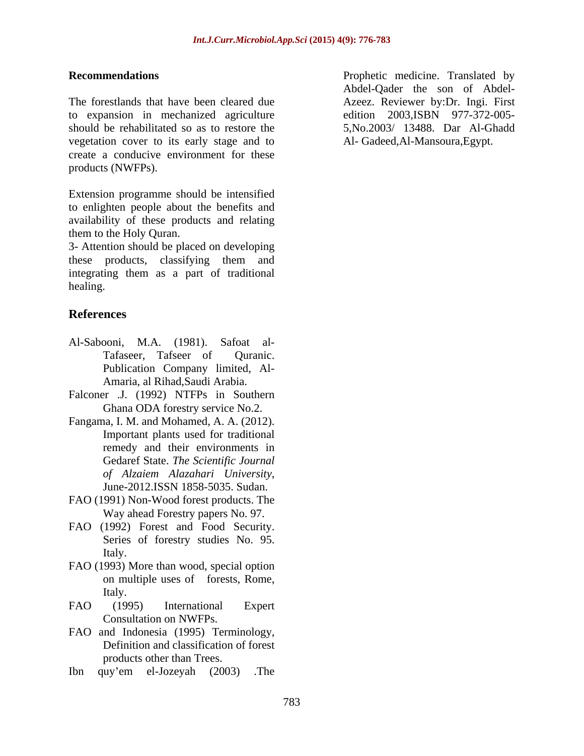## Recommendations

The forestlands that have been cleared due to expansion in mechanized agriculture should be rehabilitated so as to restore the vegetation cover to its early stage and to create a conducive environment for these products (NWFPs).

Extension programme should be intensified to enlighten people about the benefits and availability of these products and relating them to the Holy Quran.

3- Attention should be placed on developing these products, classifying them and integrating them as a part of traditional healing.

## References

Al-Sabooni, M.A. (1981). Safoat al-Tafaseer, Tafseer of Quranic. Publication Company limited, Al-Amaria, al Rihad,Saudi Arabia.

Falconer .J. (1992) NTFPs in Southern Ghana ODA forestry service No.2.

Fangama, I. M. and Mohamed, A. A. (2012). Important plants used for traditional remedy and their environments in Gedaref State. *The Scientific Journal of Alzaiem Alazahari University*, June-2012.ISSN 1858-5035. Sudan.

FAO (1991) Non-Wood forest products. The Way ahead Forestry papers No. 97.

FAO (1992) Forest and Food Security. Series of forestry studies No. 95. Italy.

FAO (1993) More than wood, special option on multiple uses of forests, Rome, Italy.

FAO (1995) International Expert Consultation on NWFPs.

FAO and Indonesia (1995) Terminology, Definition and classification of forest products other than Trees.

Ibn quy'em el-Jozeyah (2003) .The Prophetic medicine. Translated by Abdel-Qader the son of Abdel-Azeez. Reviewer by:Dr. Ingi. First edition 2003,ISBN 977-372-005-5,No.2003/ 13488. Dar Al-Ghadd Al- Gadeed,Al-Mansoura,Egypt.